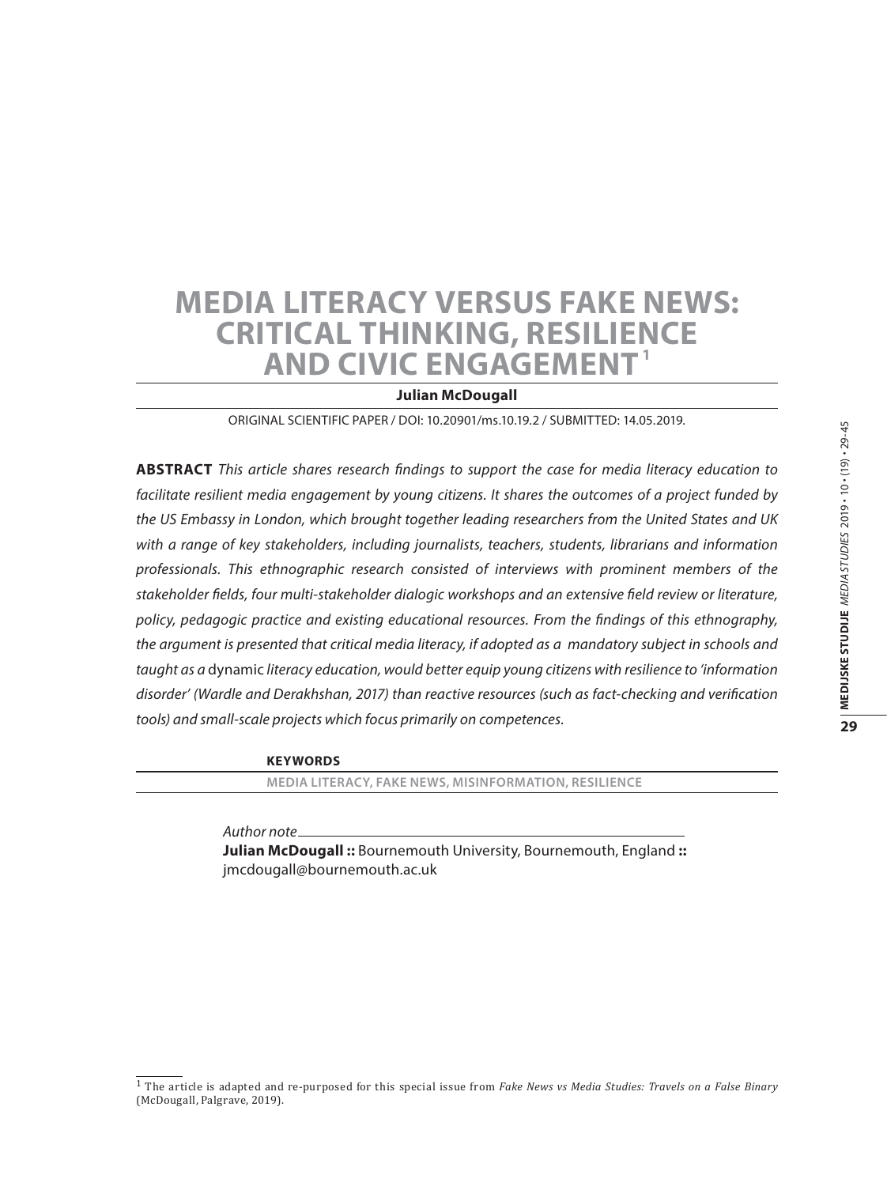# MEDIA LITERACY VERSUS FAKE NEWS: CRITICAL THINKING, RESILIENCE AND CIVIC ENGAGEMENT[1]

**Julian McDougall**

ORIGINAL SCIENTIFIC PAPER / DOI: 10.20901/ms.10.19.2 / SUBMITTED: 14.05.2019.

**ABSTRACT** *This article shares research findings to support the case for media literacy education to facilitate resilient media engagement by young citizens. It shares the outcomes of a project funded by the US Embassy in London, which brought together leading researchers from the United States and UK with a range of key stakeholders, including journalists, teachers, students, librarians and information professionals. This ethnographic research consisted of interviews with prominent members of the stakeholder fields, four multi-stakeholder dialogic workshops and an extensive field review or literature, policy, pedagogic practice and existing educational resources. From the findings of this ethnography, the argument is presented that critical media literacy, if adopted as a mandatory subject in schools and taught as a* dynamic *literacy education, would better equip young citizens with resilience to 'information disorder' (Wardle and Derakhshan, 2017) than reactive resources (such as fact-checking and verification tools) and small-scale projects which focus primarily on competences.*

**KEYWORDS**

MEDIA LITERACY, FAKE NEWS, MISINFORMATION, RESILIENCE

*Author note*

**Julian McDougall ::** Bournemouth University, Bournemouth, England **::** jmcdougall@bournemouth.ac.uk

[1] The article is adapted and re-purposed for this special issue from *Fake News vs Media Studies: Travels on a False Binary* (McDougall, Palgrave, 2019).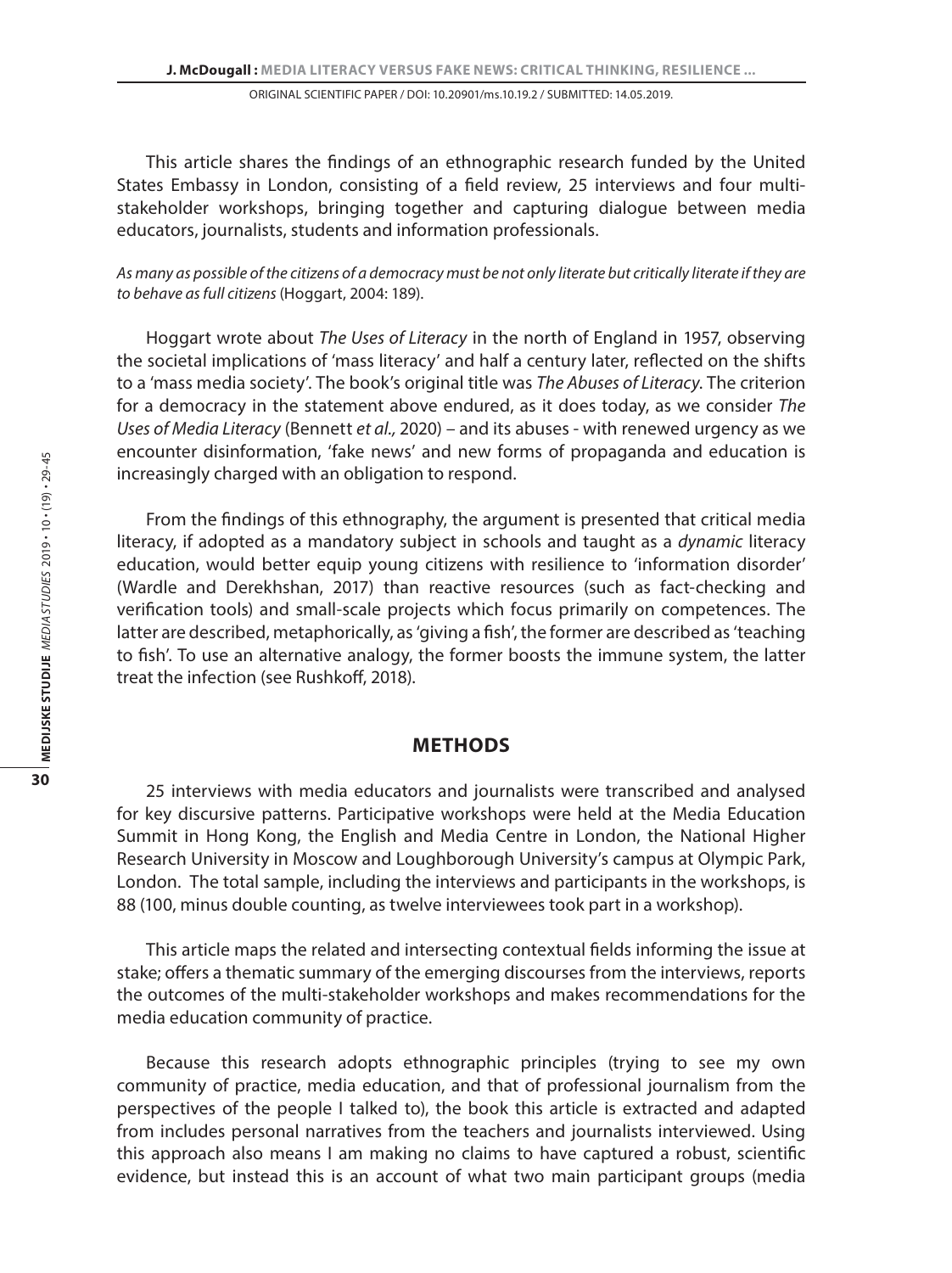This article shares the findings of an ethnographic research funded by the United States Embassy in London, consisting of a field review, 25 interviews and four multi-stakeholder workshops, bringing together and capturing dialogue between media educators, journalists, students and information professionals.

*As many as possible of the citizens of a democracy must be not only literate but critically literate if they are to behave as full citizens* (Hoggart, 2004: 189).

Hoggart wrote about *The Uses of Literacy* in the north of England in 1957, observing the societal implications of 'mass literacy' and half a century later, reflected on the shifts to a 'mass media society'. The book's original title was *The Abuses of Literacy.* The criterion for a democracy in the statement above endured, as it does today, as we consider *The Uses of Media Literacy* (Bennett *et al.,* 2020) – and its abuses - with renewed urgency as we encounter disinformation, 'fake news' and new forms of propaganda and education is increasingly charged with an obligation to respond.

From the findings of this ethnography, the argument is presented that critical media literacy, if adopted as a mandatory subject in schools and taught as a *dynamic* literacy education, would better equip young citizens with resilience to 'information disorder' (Wardle and Derekhshan, 2017) than reactive resources (such as fact-checking and verification tools) and small-scale projects which focus primarily on competences. The latter are described, metaphorically, as 'giving a fish', the former are described as 'teaching to fish'. To use an alternative analogy, the former boosts the immune system, the latter treat the infection (see Rushkoff, 2018).

## METHODS

25 interviews with media educators and journalists were transcribed and analysed for key discursive patterns. Participative workshops were held at the Media Education Summit in Hong Kong, the English and Media Centre in London, the National Higher Research University in Moscow and Loughborough University's campus at Olympic Park, London. The total sample, including the interviews and participants in the workshops, is 88 (100, minus double counting, as twelve interviewees took part in a workshop).

This article maps the related and intersecting contextual fields informing the issue at stake; offers a thematic summary of the emerging discourses from the interviews, reports the outcomes of the multi-stakeholder workshops and makes recommendations for the media education community of practice.

Because this research adopts ethnographic principles (trying to see my own community of practice, media education, and that of professional journalism from the perspectives of the people I talked to), the book this article is extracted and adapted from includes personal narratives from the teachers and journalists interviewed. Using this approach also means I am making no claims to have captured a robust, scientific evidence, but instead this is an account of what two main participant groups (media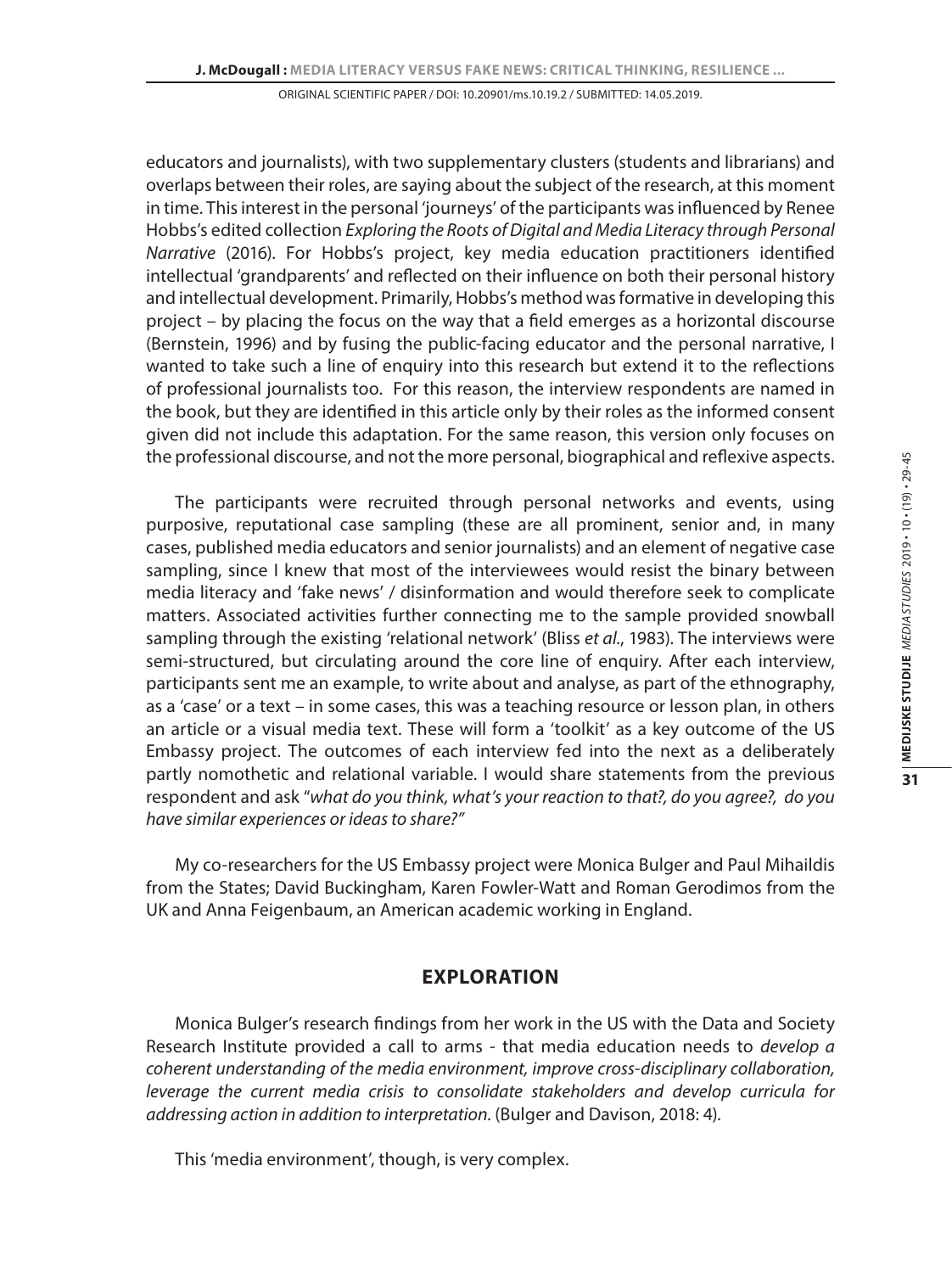educators and journalists), with two supplementary clusters (students and librarians) and overlaps between their roles, are saying about the subject of the research, at this moment in time. This interest in the personal 'journeys' of the participants was influenced by Renee Hobbs's edited collection *Exploring the Roots of Digital and Media Literacy through Personal Narrative* (2016). For Hobbs's project, key media education practitioners identified intellectual 'grandparents' and reflected on their influence on both their personal history and intellectual development. Primarily, Hobbs's method was formative in developing this project – by placing the focus on the way that a field emerges as a horizontal discourse (Bernstein, 1996) and by fusing the public-facing educator and the personal narrative, I wanted to take such a line of enquiry into this research but extend it to the reflections of professional journalists too. For this reason, the interview respondents are named in the book, but they are identified in this article only by their roles as the informed consent given did not include this adaptation. For the same reason, this version only focuses on the professional discourse, and not the more personal, biographical and reflexive aspects.

The participants were recruited through personal networks and events, using purposive, reputational case sampling (these are all prominent, senior and, in many cases, published media educators and senior journalists) and an element of negative case sampling, since I knew that most of the interviewees would resist the binary between media literacy and 'fake news' / disinformation and would therefore seek to complicate matters. Associated activities further connecting me to the sample provided snowball sampling through the existing 'relational network' (Bliss *et al.*, 1983). The interviews were semi-structured, but circulating around the core line of enquiry. After each interview, participants sent me an example, to write about and analyse, as part of the ethnography, as a 'case' or a text – in some cases, this was a teaching resource or lesson plan, in others an article or a visual media text. These will form a 'toolkit' as a key outcome of the US Embassy project. The outcomes of each interview fed into the next as a deliberately partly nomothetic and relational variable. I would share statements from the previous respondent and ask "*what do you think, what's your reaction to that?, do you agree?, do you have similar experiences or ideas to share?"*

My co-researchers for the US Embassy project were Monica Bulger and Paul Mihaildis from the States; David Buckingham, Karen Fowler-Watt and Roman Gerodimos from the UK and Anna Feigenbaum, an American academic working in England.

## EXPLORATION

Monica Bulger's research findings from her work in the US with the Data and Society Research Institute provided a call to arms - that media education needs to *develop a coherent understanding of the media environment, improve cross-disciplinary collaboration, leverage the current media crisis to consolidate stakeholders and develop curricula for addressing action in addition to interpretation.* (Bulger and Davison, 2018: 4).

This 'media environment', though, is very complex.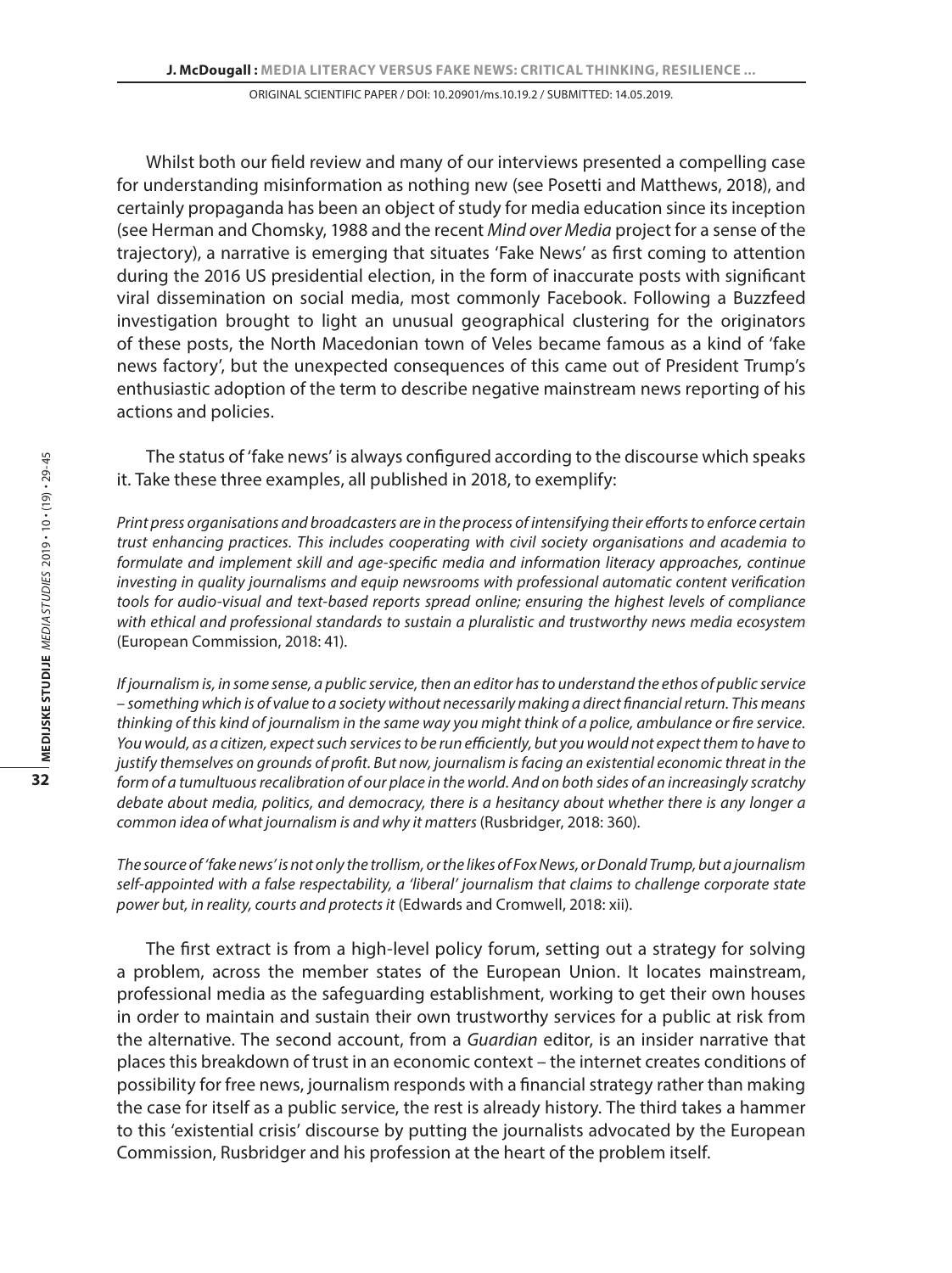Whilst both our field review and many of our interviews presented a compelling case for understanding misinformation as nothing new (see Posetti and Matthews, 2018), and certainly propaganda has been an object of study for media education since its inception (see Herman and Chomsky, 1988 and the recent *Mind over Media* project for a sense of the trajectory), a narrative is emerging that situates 'Fake News' as first coming to attention during the 2016 US presidential election, in the form of inaccurate posts with significant viral dissemination on social media, most commonly Facebook. Following a Buzzfeed investigation brought to light an unusual geographical clustering for the originators of these posts, the North Macedonian town of Veles became famous as a kind of 'fake news factory', but the unexpected consequences of this came out of President Trump's enthusiastic adoption of the term to describe negative mainstream news reporting of his actions and policies.

The status of 'fake news' is always configured according to the discourse which speaks it. Take these three examples, all published in 2018, to exemplify:

*Print press organisations and broadcasters are in the process of intensifying their efforts to enforce certain trust enhancing practices. This includes cooperating with civil society organisations and academia to formulate and implement skill and age-specific media and information literacy approaches, continue investing in quality journalisms and equip newsrooms with professional automatic content verification tools for audio-visual and text-based reports spread online; ensuring the highest levels of compliance with ethical and professional standards to sustain a pluralistic and trustworthy news media ecosystem* (European Commission, 2018: 41).

*If journalism is, in some sense, a public service, then an editor has to understand the ethos of public service – something which is of value to a society without necessarily making a direct financial return. This means thinking of this kind of journalism in the same way you might think of a police, ambulance or fire service. You would, as a citizen, expect such services to be run efficiently, but you would not expect them to have to justify themselves on grounds of profit. But now, journalism is facing an existential economic threat in the form of a tumultuous recalibration of our place in the world. And on both sides of an increasingly scratchy debate about media, politics, and democracy, there is a hesitancy about whether there is any longer a common idea of what journalism is and why it matters* (Rusbridger, 2018: 360).

*The source of 'fake news' is not only the trollism, or the likes of Fox News, or Donald Trump, but a journalism self-appointed with a false respectability, a 'liberal' journalism that claims to challenge corporate state power but, in reality, courts and protects it* (Edwards and Cromwell, 2018: xii).

The first extract is from a high-level policy forum, setting out a strategy for solving a problem, across the member states of the European Union. It locates mainstream, professional media as the safeguarding establishment, working to get their own houses in order to maintain and sustain their own trustworthy services for a public at risk from the alternative. The second account, from a *Guardian* editor, is an insider narrative that places this breakdown of trust in an economic context – the internet creates conditions of possibility for free news, journalism responds with a financial strategy rather than making the case for itself as a public service, the rest is already history. The third takes a hammer to this 'existential crisis' discourse by putting the journalists advocated by the European Commission, Rusbridger and his profession at the heart of the problem itself.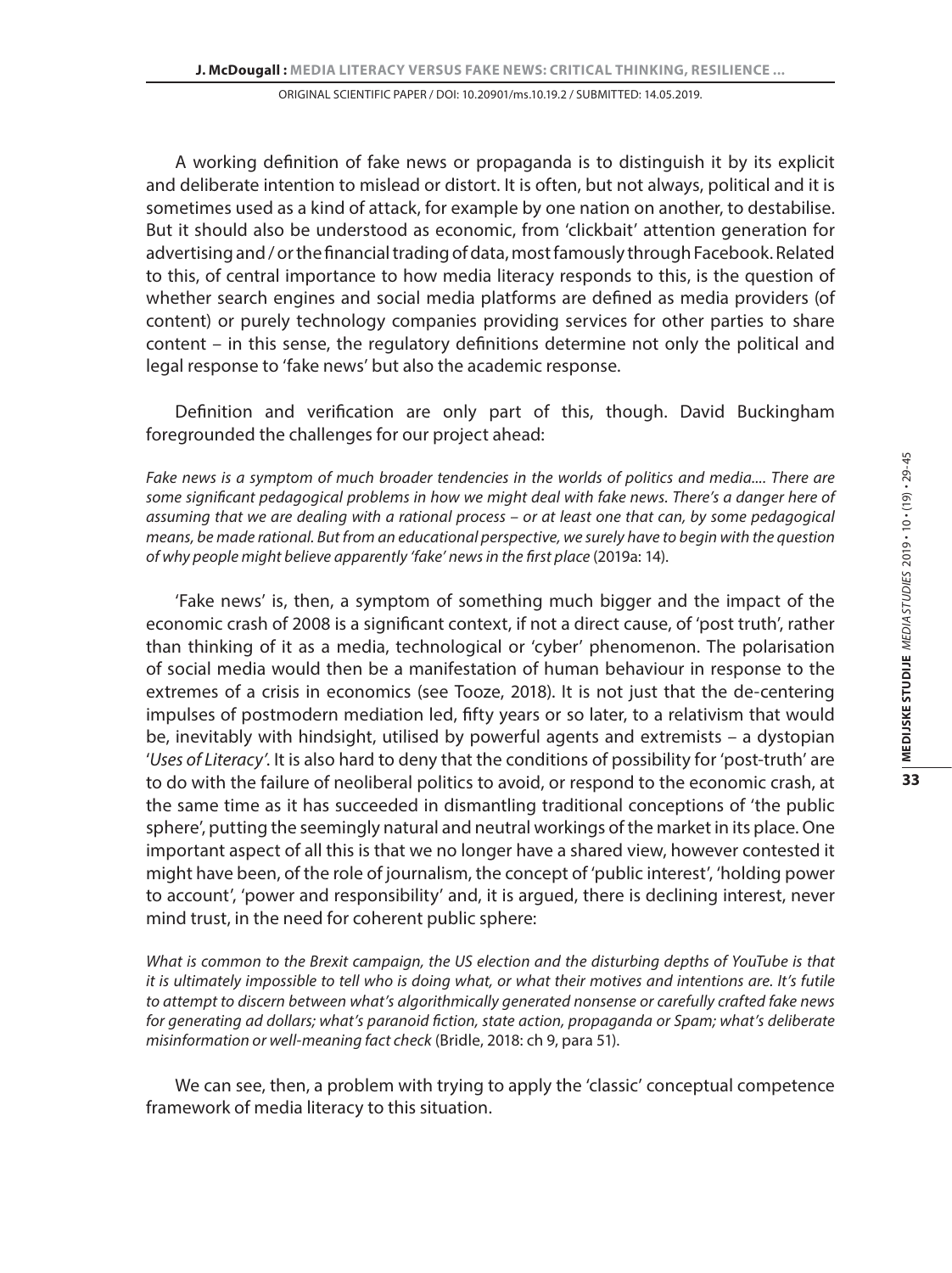A working definition of fake news or propaganda is to distinguish it by its explicit and deliberate intention to mislead or distort. It is often, but not always, political and it is sometimes used as a kind of attack, for example by one nation on another, to destabilise. But it should also be understood as economic, from 'clickbait' attention generation for advertising and / or the financial trading of data, most famously through Facebook. Related to this, of central importance to how media literacy responds to this, is the question of whether search engines and social media platforms are defined as media providers (of content) or purely technology companies providing services for other parties to share content – in this sense, the regulatory definitions determine not only the political and legal response to 'fake news' but also the academic response.

Definition and verification are only part of this, though. David Buckingham foregrounded the challenges for our project ahead:

*Fake news is a symptom of much broader tendencies in the worlds of politics and media.... There are some significant pedagogical problems in how we might deal with fake news. There's a danger here of assuming that we are dealing with a rational process – or at least one that can, by some pedagogical means, be made rational. But from an educational perspective, we surely have to begin with the question of why people might believe apparently 'fake' news in the first place* (2019a: 14).

'Fake news' is, then, a symptom of something much bigger and the impact of the economic crash of 2008 is a significant context, if not a direct cause, of 'post truth', rather than thinking of it as a media, technological or 'cyber' phenomenon. The polarisation of social media would then be a manifestation of human behaviour in response to the extremes of a crisis in economics (see Tooze, 2018). It is not just that the de-centering impulses of postmodern mediation led, fifty years or so later, to a relativism that would be, inevitably with hindsight, utilised by powerful agents and extremists – a dystopian '*Uses of Literacy'*. It is also hard to deny that the conditions of possibility for 'post-truth' are to do with the failure of neoliberal politics to avoid, or respond to the economic crash, at the same time as it has succeeded in dismantling traditional conceptions of 'the public sphere', putting the seemingly natural and neutral workings of the market in its place. One important aspect of all this is that we no longer have a shared view, however contested it might have been, of the role of journalism, the concept of 'public interest', 'holding power to account', 'power and responsibility' and, it is argued, there is declining interest, never mind trust, in the need for coherent public sphere:

*What is common to the Brexit campaign, the US election and the disturbing depths of YouTube is that it is ultimately impossible to tell who is doing what, or what their motives and intentions are. It's futile to attempt to discern between what's algorithmically generated nonsense or carefully crafted fake news for generating ad dollars; what's paranoid fiction, state action, propaganda or Spam; what's deliberate misinformation or well-meaning fact check* (Bridle, 2018: ch 9, para 51).

We can see, then, a problem with trying to apply the 'classic' conceptual competence framework of media literacy to this situation.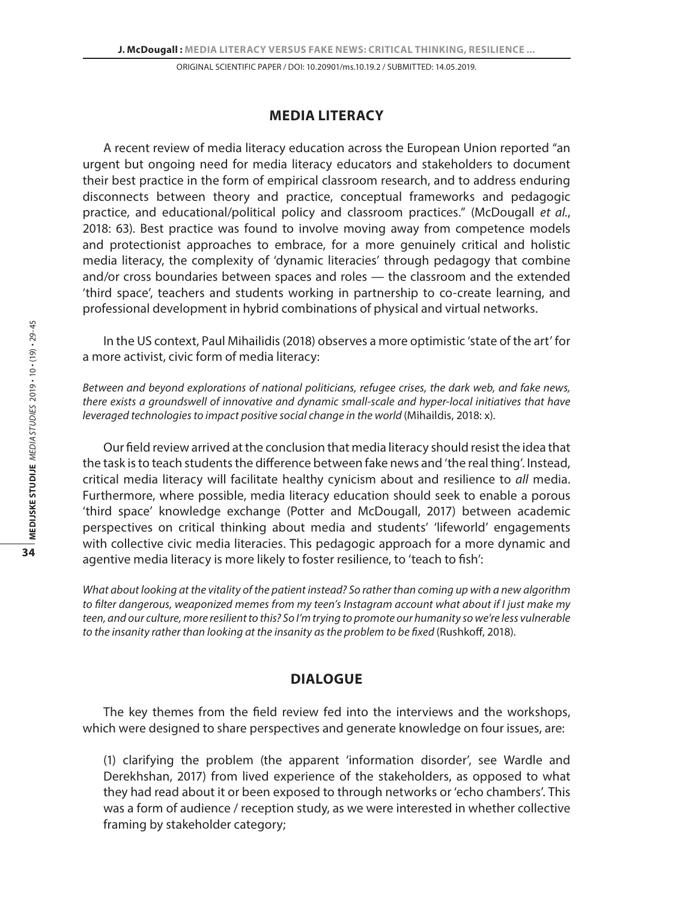## MEDIA LITERACY

A recent review of media literacy education across the European Union reported "an urgent but ongoing need for media literacy educators and stakeholders to document their best practice in the form of empirical classroom research, and to address enduring disconnects between theory and practice, conceptual frameworks and pedagogic practice, and educational/political policy and classroom practices." (McDougall *et al*., 2018: 63). Best practice was found to involve moving away from competence models and protectionist approaches to embrace, for a more genuinely critical and holistic media literacy, the complexity of 'dynamic literacies' through pedagogy that combine and/or cross boundaries between spaces and roles — the classroom and the extended 'third space', teachers and students working in partnership to co-create learning, and professional development in hybrid combinations of physical and virtual networks.

In the US context, Paul Mihailidis (2018) observes a more optimistic 'state of the art' for a more activist, civic form of media literacy:

*Between and beyond explorations of national politicians, refugee crises, the dark web, and fake news, there exists a groundswell of innovative and dynamic small-scale and hyper-local initiatives that have leveraged technologies to impact positive social change in the world* (Mihaildis, 2018: x).

Our field review arrived at the conclusion that media literacy should resist the idea that the task is to teach students the difference between fake news and 'the real thing'. Instead, critical media literacy will facilitate healthy cynicism about and resilience to *all* media. Furthermore, where possible, media literacy education should seek to enable a porous 'third space' knowledge exchange (Potter and McDougall, 2017) between academic perspectives on critical thinking about media and students' 'lifeworld' engagements with collective civic media literacies. This pedagogic approach for a more dynamic and agentive media literacy is more likely to foster resilience, to 'teach to fish':

*What about looking at the vitality of the patient instead? So rather than coming up with a new algorithm to filter dangerous, weaponized memes from my teen's Instagram account what about if I just make my teen, and our culture, more resilient to this? So I'm trying to promote our humanity so we're less vulnerable to the insanity rather than looking at the insanity as the problem to be fixed* (Rushkoff, 2018).

## DIALOGUE

The key themes from the field review fed into the interviews and the workshops, which were designed to share perspectives and generate knowledge on four issues, are:

(1) clarifying the problem (the apparent 'information disorder', see Wardle and Derekhshan, 2017) from lived experience of the stakeholders, as opposed to what they had read about it or been exposed to through networks or 'echo chambers'. This was a form of audience / reception study, as we were interested in whether collective framing by stakeholder category;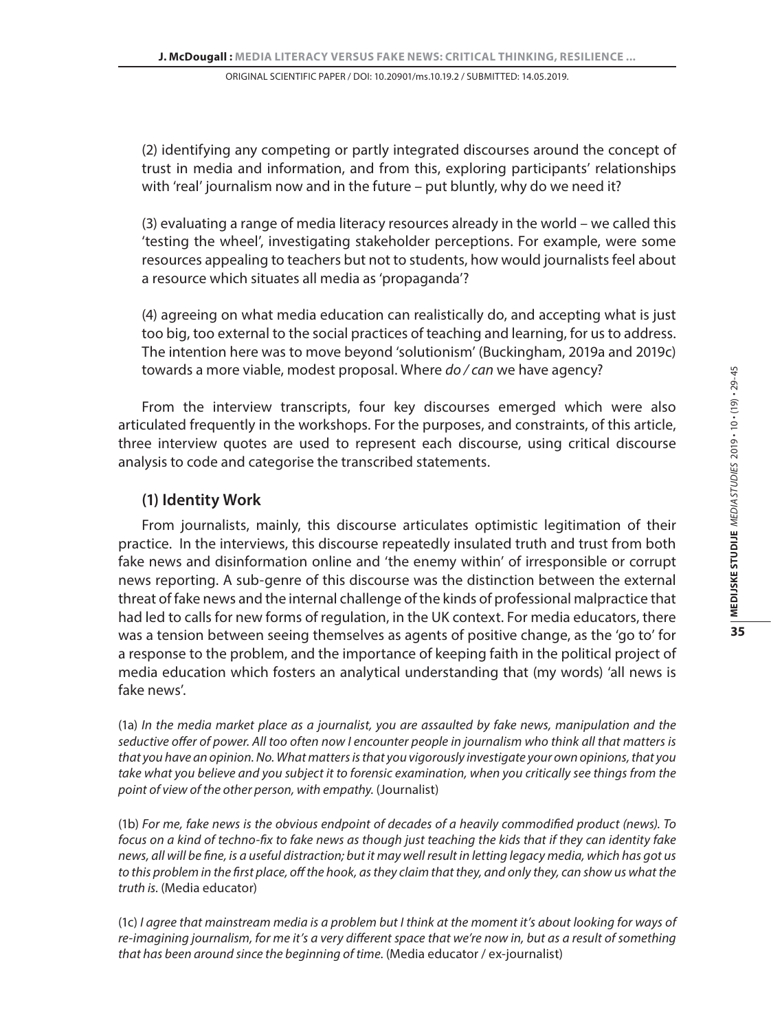(2) identifying any competing or partly integrated discourses around the concept of trust in media and information, and from this, exploring participants' relationships with 'real' journalism now and in the future – put bluntly, why do we need it?

(3) evaluating a range of media literacy resources already in the world – we called this 'testing the wheel', investigating stakeholder perceptions. For example, were some resources appealing to teachers but not to students, how would journalists feel about a resource which situates all media as 'propaganda'?

(4) agreeing on what media education can realistically do, and accepting what is just too big, too external to the social practices of teaching and learning, for us to address. The intention here was to move beyond 'solutionism' (Buckingham, 2019a and 2019c) towards a more viable, modest proposal. Where *do / can* we have agency?

From the interview transcripts, four key discourses emerged which were also articulated frequently in the workshops. For the purposes, and constraints, of this article, three interview quotes are used to represent each discourse, using critical discourse analysis to code and categorise the transcribed statements.

### (1) Identity Work

From journalists, mainly, this discourse articulates optimistic legitimation of their practice. In the interviews, this discourse repeatedly insulated truth and trust from both fake news and disinformation online and 'the enemy within' of irresponsible or corrupt news reporting. A sub-genre of this discourse was the distinction between the external threat of fake news and the internal challenge of the kinds of professional malpractice that had led to calls for new forms of regulation, in the UK context. For media educators, there was a tension between seeing themselves as agents of positive change, as the 'go to' for a response to the problem, and the importance of keeping faith in the political project of media education which fosters an analytical understanding that (my words) 'all news is fake news'.

(1a) *In the media market place as a journalist, you are assaulted by fake news, manipulation and the seductive offer of power. All too often now I encounter people in journalism who think all that matters is that you have an opinion. No. What matters is that you vigorously investigate your own opinions, that you take what you believe and you subject it to forensic examination, when you critically see things from the point of view of the other person, with empathy.* (Journalist)

(1b) *For me, fake news is the obvious endpoint of decades of a heavily commodified product (news). To focus on a kind of techno-fix to fake news as though just teaching the kids that if they can identity fake news, all will be fine, is a useful distraction; but it may well result in letting legacy media, which has got us to this problem in the first place, off the hook, as they claim that they, and only they, can show us what the truth is.* (Media educator)

(1c) *I agree that mainstream media is a problem but I think at the moment it's about looking for ways of re-imagining journalism, for me it's a very different space that we're now in, but as a result of something that has been around since the beginning of time.* (Media educator / ex-journalist)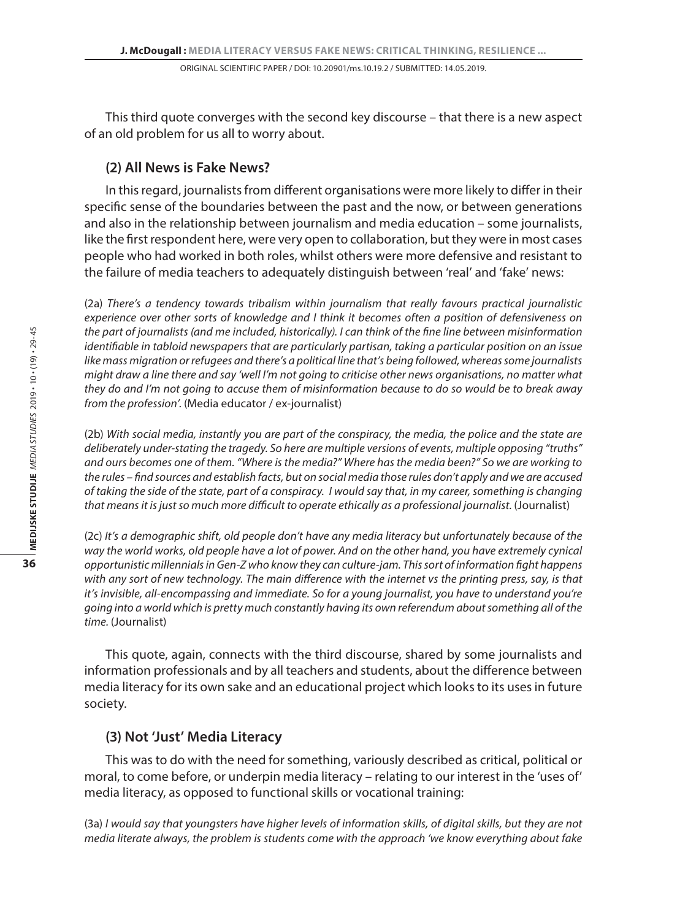This third quote converges with the second key discourse – that there is a new aspect of an old problem for us all to worry about.

### (2) All News is Fake News?

In this regard, journalists from different organisations were more likely to differ in their specific sense of the boundaries between the past and the now, or between generations and also in the relationship between journalism and media education – some journalists, like the first respondent here, were very open to collaboration, but they were in most cases people who had worked in both roles, whilst others were more defensive and resistant to the failure of media teachers to adequately distinguish between 'real' and 'fake' news:

(2a) *There's a tendency towards tribalism within journalism that really favours practical journalistic experience over other sorts of knowledge and I think it becomes often a position of defensiveness on the part of journalists (and me included, historically). I can think of the fine line between misinformation identifiable in tabloid newspapers that are particularly partisan, taking a particular position on an issue like mass migration or refugees and there's a political line that's being followed, whereas some journalists might draw a line there and say 'well I'm not going to criticise other news organisations, no matter what they do and I'm not going to accuse them of misinformation because to do so would be to break away from the profession'.* (Media educator / ex-journalist)

(2b) *With social media, instantly you are part of the conspiracy, the media, the police and the state are deliberately under-stating the tragedy. So here are multiple versions of events, multiple opposing "truths" and ours becomes one of them. "Where is the media?" Where has the media been?" So we are working to the rules – find sources and establish facts, but on social media those rules don't apply and we are accused of taking the side of the state, part of a conspiracy. I would say that, in my career, something is changing that means it is just so much more difficult to operate ethically as a professional journalist.* (Journalist)

(2c) *It's a demographic shift, old people don't have any media literacy but unfortunately because of the way the world works, old people have a lot of power. And on the other hand, you have extremely cynical opportunistic millennials in Gen-Z who know they can culture-jam. This sort of information fight happens with any sort of new technology. The main difference with the internet vs the printing press, say, is that it's invisible, all-encompassing and immediate. So for a young journalist, you have to understand you're going into a world which is pretty much constantly having its own referendum about something all of the time.* (Journalist)

This quote, again, connects with the third discourse, shared by some journalists and information professionals and by all teachers and students, about the difference between media literacy for its own sake and an educational project which looks to its uses in future society.

### (3) Not 'Just' Media Literacy

This was to do with the need for something, variously described as critical, political or moral, to come before, or underpin media literacy – relating to our interest in the 'uses of' media literacy, as opposed to functional skills or vocational training:

(3a) *I would say that youngsters have higher levels of information skills, of digital skills, but they are not media literate always, the problem is students come with the approach 'we know everything about fake*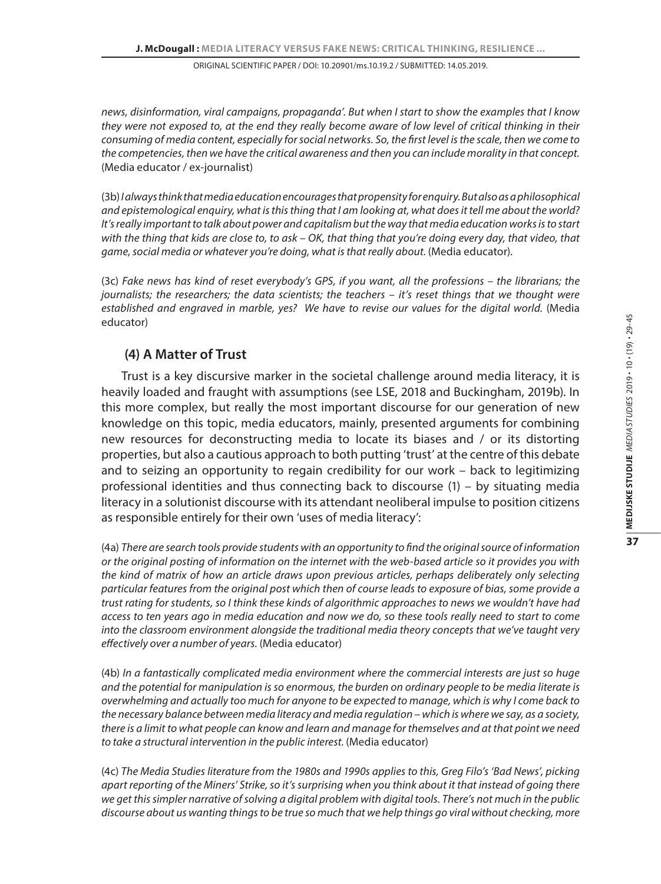*news, disinformation, viral campaigns, propaganda'. But when I start to show the examples that I know they were not exposed to, at the end they really become aware of low level of critical thinking in their consuming of media content, especially for social networks. So, the first level is the scale, then we come to the competencies, then we have the critical awareness and then you can include morality in that concept.* (Media educator / ex-journalist)

(3b) *I always think that media education encourages that propensity for enquiry. But also as a philosophical and epistemological enquiry, what is this thing that I am looking at, what does it tell me about the world? It's really important to talk about power and capitalism but the way that media education works is to start with the thing that kids are close to, to ask – OK, that thing that you're doing every day, that video, that game, social media or whatever you're doing, what is that really about.* (Media educator).

(3c) *Fake news has kind of reset everybody's GPS, if you want, all the professions – the librarians; the journalists; the researchers; the data scientists; the teachers – it's reset things that we thought were established and engraved in marble, yes? We have to revise our values for the digital world.* (Media educator)

## (4) A Matter of Trust

Trust is a key discursive marker in the societal challenge around media literacy, it is heavily loaded and fraught with assumptions (see LSE, 2018 and Buckingham, 2019b). In this more complex, but really the most important discourse for our generation of new knowledge on this topic, media educators, mainly, presented arguments for combining new resources for deconstructing media to locate its biases and / or its distorting properties, but also a cautious approach to both putting 'trust' at the centre of this debate and to seizing an opportunity to regain credibility for our work – back to legitimizing professional identities and thus connecting back to discourse (1) – by situating media literacy in a solutionist discourse with its attendant neoliberal impulse to position citizens as responsible entirely for their own 'uses of media literacy':

(4a) *There are search tools provide students with an opportunity to find the original source of information or the original posting of information on the internet with the web-based article so it provides you with the kind of matrix of how an article draws upon previous articles, perhaps deliberately only selecting particular features from the original post which then of course leads to exposure of bias, some provide a trust rating for students, so I think these kinds of algorithmic approaches to news we wouldn't have had access to ten years ago in media education and now we do, so these tools really need to start to come into the classroom environment alongside the traditional media theory concepts that we've taught very effectively over a number of years.* (Media educator)

(4b) *In a fantastically complicated media environment where the commercial interests are just so huge and the potential for manipulation is so enormous, the burden on ordinary people to be media literate is overwhelming and actually too much for anyone to be expected to manage, which is why I come back to the necessary balance between media literacy and media regulation – which is where we say, as a society, there is a limit to what people can know and learn and manage for themselves and at that point we need to take a structural intervention in the public interest.* (Media educator)

(4c) *The Media Studies literature from the 1980s and 1990s applies to this, Greg Filo's 'Bad News', picking apart reporting of the Miners' Strike, so it's surprising when you think about it that instead of going there we get this simpler narrative of solving a digital problem with digital tools. There's not much in the public discourse about us wanting things to be true so much that we help things go viral without checking, more*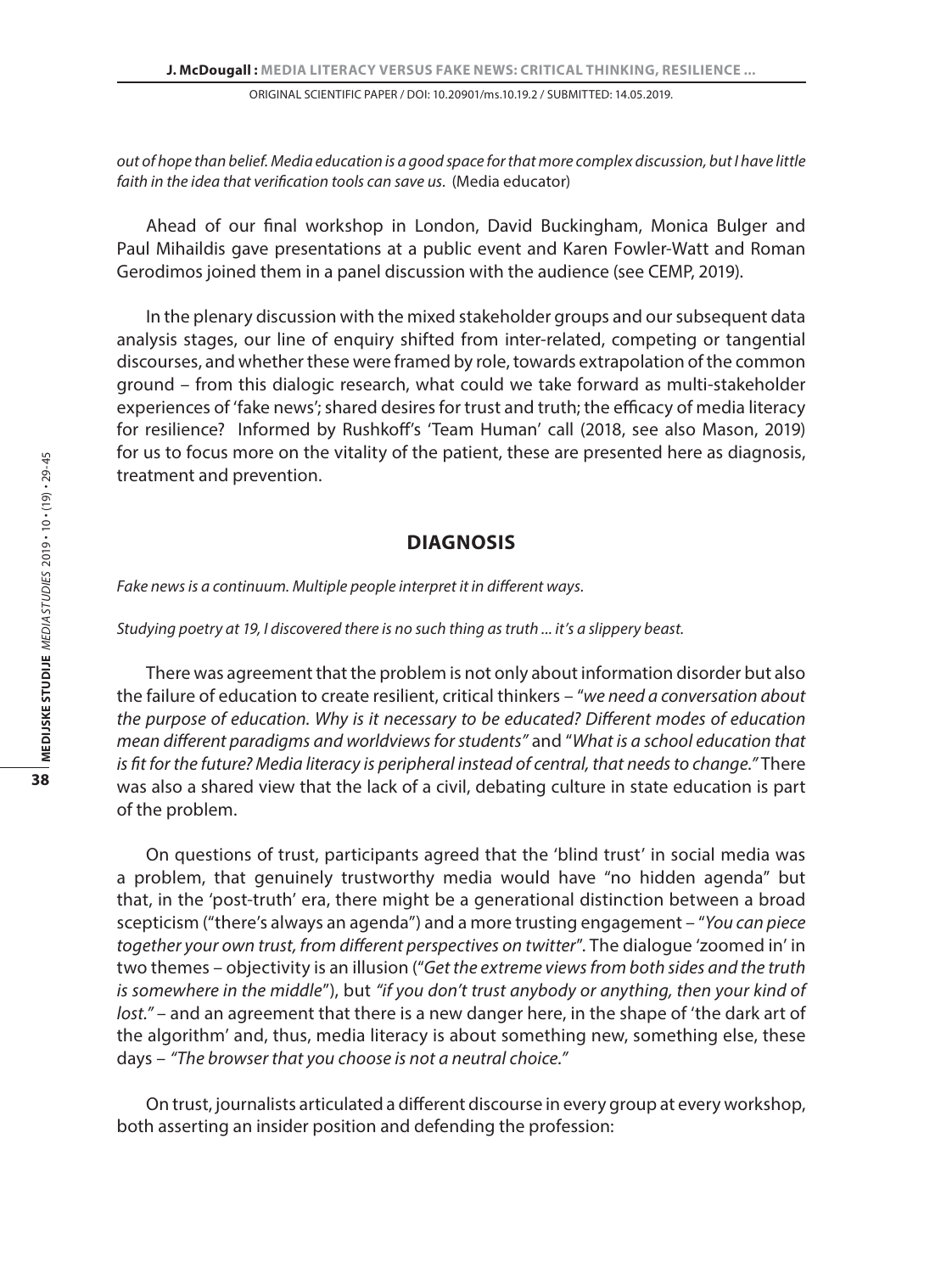*out of hope than belief. Media education is a good space for that more complex discussion, but I have little faith in the idea that verification tools can save us.* (Media educator)

Ahead of our final workshop in London, David Buckingham, Monica Bulger and Paul Mihaildis gave presentations at a public event and Karen Fowler-Watt and Roman Gerodimos joined them in a panel discussion with the audience (see CEMP, 2019).

In the plenary discussion with the mixed stakeholder groups and our subsequent data analysis stages, our line of enquiry shifted from inter-related, competing or tangential discourses, and whether these were framed by role, towards extrapolation of the common ground – from this dialogic research, what could we take forward as multi-stakeholder experiences of 'fake news'; shared desires for trust and truth; the efficacy of media literacy for resilience? Informed by Rushkoff's 'Team Human' call (2018, see also Mason, 2019) for us to focus more on the vitality of the patient, these are presented here as diagnosis, treatment and prevention.

## DIAGNOSIS

*Fake news is a continuum. Multiple people interpret it in different ways.*

*Studying poetry at 19, I discovered there is no such thing as truth ... it's a slippery beast.*

There was agreement that the problem is not only about information disorder but also the failure of education to create resilient, critical thinkers – "*we need a conversation about the purpose of education. Why is it necessary to be educated? Different modes of education mean different paradigms and worldviews for students"* and "*What is a school education that is fit for the future? Media literacy is peripheral instead of central, that needs to change."* There was also a shared view that the lack of a civil, debating culture in state education is part of the problem.

On questions of trust, participants agreed that the 'blind trust' in social media was a problem, that genuinely trustworthy media would have "no hidden agenda" but that, in the 'post-truth' era, there might be a generational distinction between a broad scepticism ("there's always an agenda") and a more trusting engagement – "*You can piece together your own trust, from different perspectives on twitter*". The dialogue 'zoomed in' in two themes – objectivity is an illusion ("*Get the extreme views from both sides and the truth is somewhere in the middle*"), but *"if you don't trust anybody or anything, then your kind of lost."* – and an agreement that there is a new danger here, in the shape of 'the dark art of the algorithm' and, thus, media literacy is about something new, something else, these days – *"The browser that you choose is not a neutral choice."*

On trust, journalists articulated a different discourse in every group at every workshop, both asserting an insider position and defending the profession: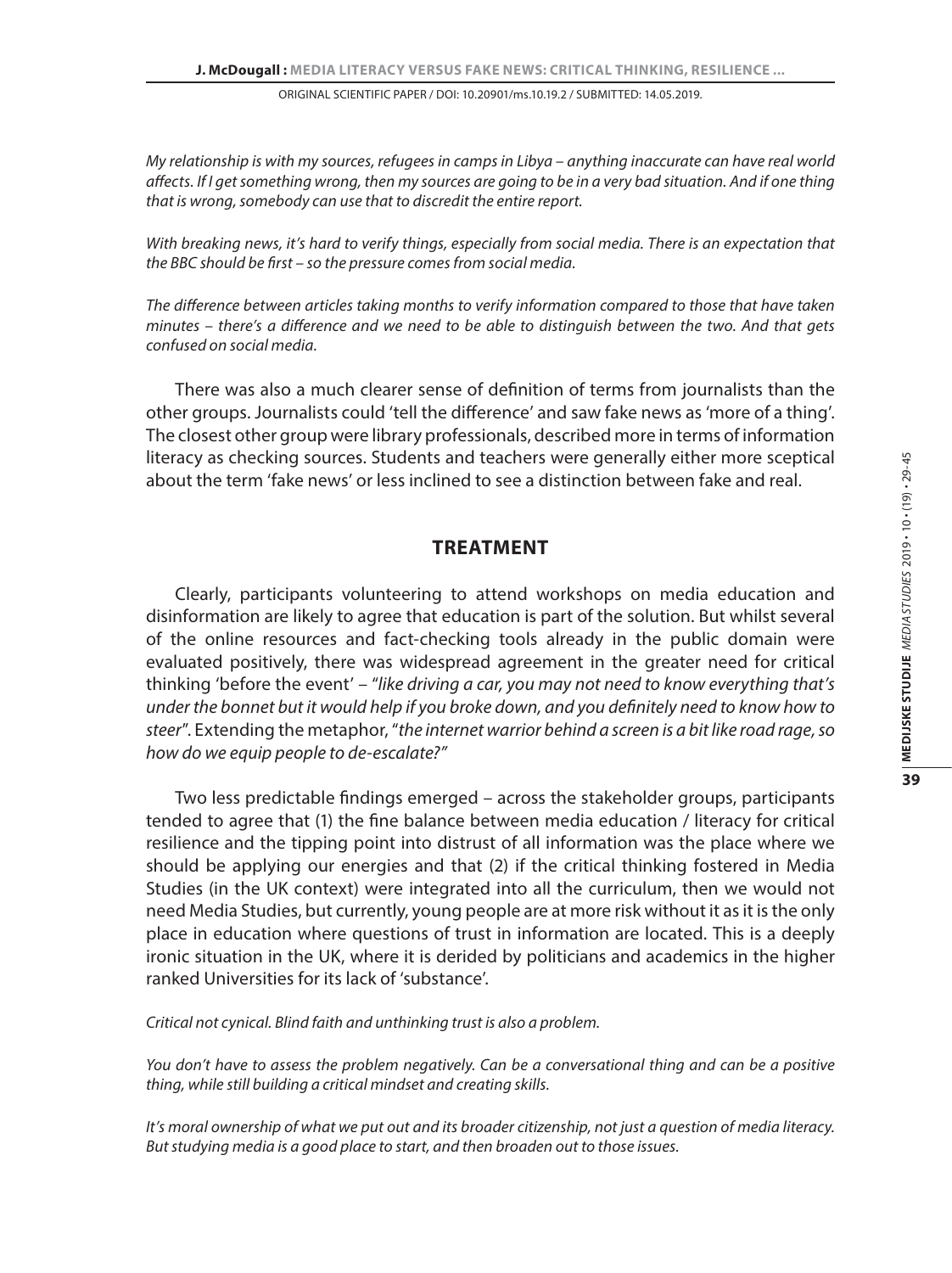*My relationship is with my sources, refugees in camps in Libya – anything inaccurate can have real world affects. If I get something wrong, then my sources are going to be in a very bad situation. And if one thing that is wrong, somebody can use that to discredit the entire report.*

*With breaking news, it's hard to verify things, especially from social media. There is an expectation that the BBC should be first – so the pressure comes from social media.*

*The difference between articles taking months to verify information compared to those that have taken minutes – there's a difference and we need to be able to distinguish between the two. And that gets confused on social media.*

There was also a much clearer sense of definition of terms from journalists than the other groups. Journalists could 'tell the difference' and saw fake news as 'more of a thing'. The closest other group were library professionals, described more in terms of information literacy as checking sources. Students and teachers were generally either more sceptical about the term 'fake news' or less inclined to see a distinction between fake and real.

## TREATMENT

Clearly, participants volunteering to attend workshops on media education and disinformation are likely to agree that education is part of the solution. But whilst several of the online resources and fact-checking tools already in the public domain were evaluated positively, there was widespread agreement in the greater need for critical thinking 'before the event' – "*like driving a car, you may not need to know everything that's under the bonnet but it would help if you broke down, and you definitely need to know how to steer*". Extending the metaphor, "*the internet warrior behind a screen is a bit like road rage, so how do we equip people to de-escalate?"*

Two less predictable findings emerged – across the stakeholder groups, participants tended to agree that (1) the fine balance between media education / literacy for critical resilience and the tipping point into distrust of all information was the place where we should be applying our energies and that (2) if the critical thinking fostered in Media Studies (in the UK context) were integrated into all the curriculum, then we would not need Media Studies, but currently, young people are at more risk without it as it is the only place in education where questions of trust in information are located. This is a deeply ironic situation in the UK, where it is derided by politicians and academics in the higher ranked Universities for its lack of 'substance'.

*Critical not cynical. Blind faith and unthinking trust is also a problem.*

*You don't have to assess the problem negatively. Can be a conversational thing and can be a positive thing, while still building a critical mindset and creating skills.*

*It's moral ownership of what we put out and its broader citizenship, not just a question of media literacy. But studying media is a good place to start, and then broaden out to those issues.*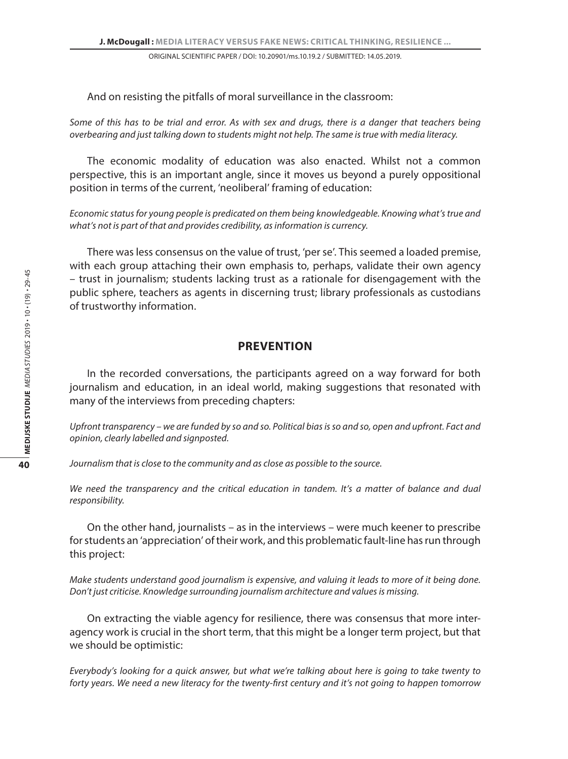And on resisting the pitfalls of moral surveillance in the classroom:

*Some of this has to be trial and error. As with sex and drugs, there is a danger that teachers being overbearing and just talking down to students might not help. The same is true with media literacy.*

The economic modality of education was also enacted. Whilst not a common perspective, this is an important angle, since it moves us beyond a purely oppositional position in terms of the current, 'neoliberal' framing of education:

*Economic status for young people is predicated on them being knowledgeable. Knowing what's true and what's not is part of that and provides credibility, as information is currency.*

There was less consensus on the value of trust, 'per se'. This seemed a loaded premise, with each group attaching their own emphasis to, perhaps, validate their own agency – trust in journalism; students lacking trust as a rationale for disengagement with the public sphere, teachers as agents in discerning trust; library professionals as custodians of trustworthy information.

## PREVENTION

In the recorded conversations, the participants agreed on a way forward for both journalism and education, in an ideal world, making suggestions that resonated with many of the interviews from preceding chapters:

*Upfront transparency – we are funded by so and so. Political bias is so and so, open and upfront. Fact and opinion, clearly labelled and signposted.*

*Journalism that is close to the community and as close as possible to the source.*

*We need the transparency and the critical education in tandem. It's a matter of balance and dual responsibility.*

On the other hand, journalists – as in the interviews – were much keener to prescribe for students an 'appreciation' of their work, and this problematic fault-line has run through this project:

*Make students understand good journalism is expensive, and valuing it leads to more of it being done. Don't just criticise. Knowledge surrounding journalism architecture and values is missing.*

On extracting the viable agency for resilience, there was consensus that more inter-agency work is crucial in the short term, that this might be a longer term project, but that we should be optimistic:

*Everybody's looking for a quick answer, but what we're talking about here is going to take twenty to forty years. We need a new literacy for the twenty-first century and it's not going to happen tomorrow*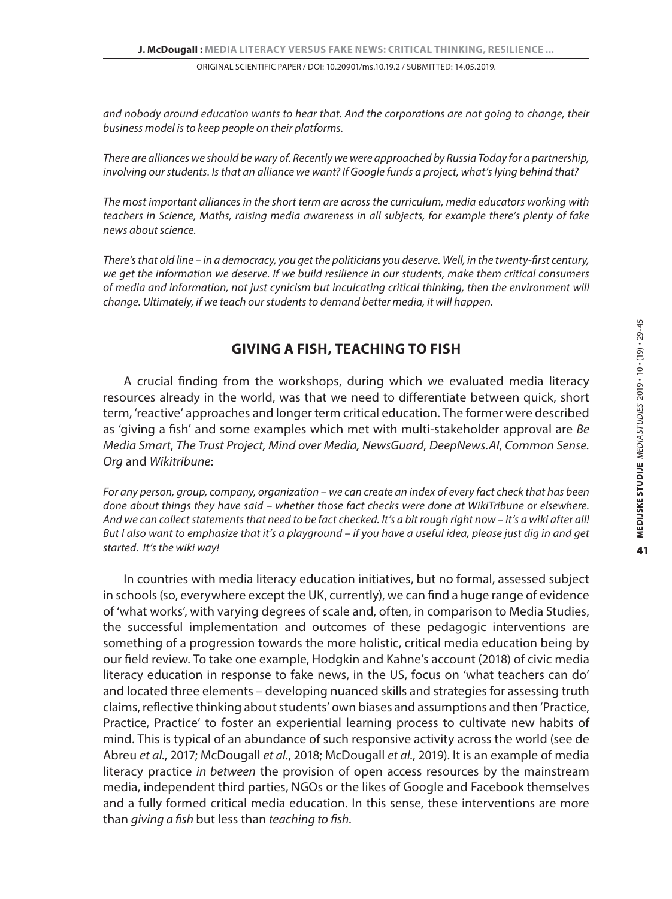*and nobody around education wants to hear that. And the corporations are not going to change, their business model is to keep people on their platforms.*

*There are alliances we should be wary of. Recently we were approached by Russia Today for a partnership, involving our students. Is that an alliance we want? If Google funds a project, what's lying behind that?*

*The most important alliances in the short term are across the curriculum, media educators working with teachers in Science, Maths, raising media awareness in all subjects, for example there's plenty of fake news about science.*

*There's that old line – in a democracy, you get the politicians you deserve. Well, in the twenty-first century, we get the information we deserve. If we build resilience in our students, make them critical consumers of media and information, not just cynicism but inculcating critical thinking, then the environment will change. Ultimately, if we teach our students to demand better media, it will happen.*

## GIVING A FISH, TEACHING TO FISH

A crucial finding from the workshops, during which we evaluated media literacy resources already in the world, was that we need to differentiate between quick, short term, 'reactive' approaches and longer term critical education. The former were described as 'giving a fish' and some examples which met with multi-stakeholder approval are *Be Media Smart*, *The Trust Project*, *Mind over Media*, *NewsGuard*, *DeepNews.AI*, *Common Sense.Org* and *Wikitribune*:

*For any person, group, company, organization – we can create an index of every fact check that has been done about things they have said – whether those fact checks were done at WikiTribune or elsewhere. And we can collect statements that need to be fact checked. It's a bit rough right now – it's a wiki after all! But I also want to emphasize that it's a playground – if you have a useful idea, please just dig in and get started. It's the wiki way!*

In countries with media literacy education initiatives, but no formal, assessed subject in schools (so, everywhere except the UK, currently), we can find a huge range of evidence of 'what works', with varying degrees of scale and, often, in comparison to Media Studies, the successful implementation and outcomes of these pedagogic interventions are something of a progression towards the more holistic, critical media education being by our field review. To take one example, Hodgkin and Kahne's account (2018) of civic media literacy education in response to fake news, in the US, focus on 'what teachers can do' and located three elements – developing nuanced skills and strategies for assessing truth claims, reflective thinking about students' own biases and assumptions and then 'Practice, Practice, Practice' to foster an experiential learning process to cultivate new habits of mind. This is typical of an abundance of such responsive activity across the world (see de Abreu *et al.*, 2017; McDougall *et al.*, 2018; McDougall *et al.*, 2019). It is an example of media literacy practice *in between* the provision of open access resources by the mainstream media, independent third parties, NGOs or the likes of Google and Facebook themselves and a fully formed critical media education. In this sense, these interventions are more than *giving a fish* but less than *teaching to fish*.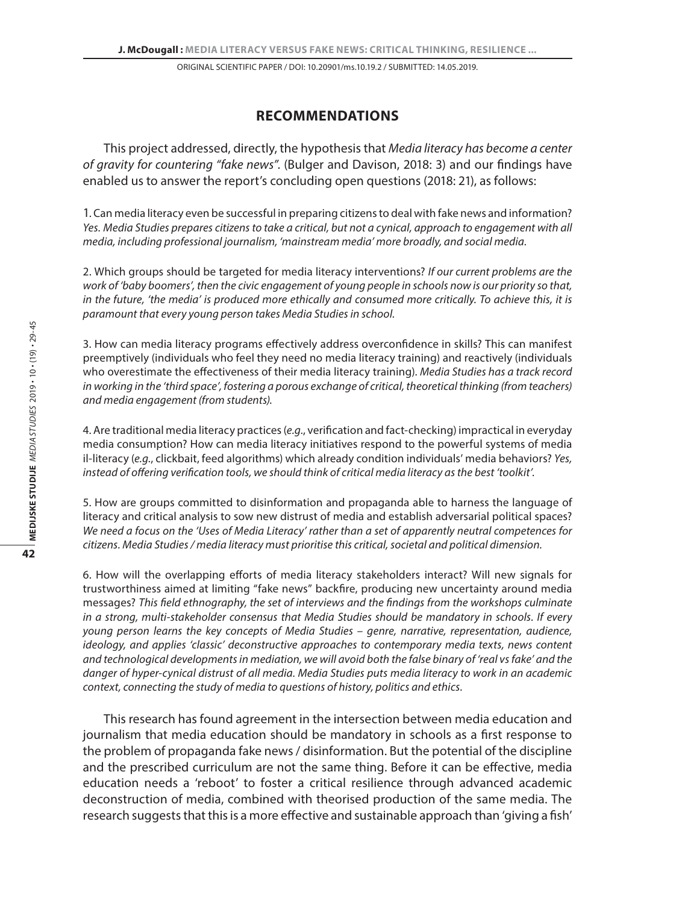## RECOMMENDATIONS

This project addressed, directly, the hypothesis that *Media literacy has become a center of gravity for countering "fake news".* (Bulger and Davison, 2018: 3) and our findings have enabled us to answer the report's concluding open questions (2018: 21), as follows:

1. Can media literacy even be successful in preparing citizens to deal with fake news and information? *Yes. Media Studies prepares citizens to take a critical, but not a cynical, approach to engagement with all media, including professional journalism, 'mainstream media' more broadly, and social media.*

2. Which groups should be targeted for media literacy interventions? *If our current problems are the work of 'baby boomers', then the civic engagement of young people in schools now is our priority so that, in the future, 'the media' is produced more ethically and consumed more critically. To achieve this, it is paramount that every young person takes Media Studies in school.*

3. How can media literacy programs effectively address overconfidence in skills? This can manifest preemptively (individuals who feel they need no media literacy training) and reactively (individuals who overestimate the effectiveness of their media literacy training). *Media Studies has a track record in working in the 'third space', fostering a porous exchange of critical, theoretical thinking (from teachers) and media engagement (from students).*

4. Are traditional media literacy practices (*e.g.*, verification and fact-checking) impractical in everyday media consumption? How can media literacy initiatives respond to the powerful systems of media il-literacy (*e.g.*, clickbait, feed algorithms) which already condition individuals' media behaviors? *Yes, instead of offering verification tools, we should think of critical media literacy as the best 'toolkit'.*

5. How are groups committed to disinformation and propaganda able to harness the language of literacy and critical analysis to sow new distrust of media and establish adversarial political spaces? *We need a focus on the 'Uses of Media Literacy' rather than a set of apparently neutral competences for citizens. Media Studies / media literacy must prioritise this critical, societal and political dimension.*

6. How will the overlapping efforts of media literacy stakeholders interact? Will new signals for trustworthiness aimed at limiting "fake news" backfire, producing new uncertainty around media messages? *This field ethnography, the set of interviews and the findings from the workshops culminate in a strong, multi-stakeholder consensus that Media Studies should be mandatory in schools. If every young person learns the key concepts of Media Studies – genre, narrative, representation, audience, ideology, and applies 'classic' deconstructive approaches to contemporary media texts, news content and technological developments in mediation, we will avoid both the false binary of 'real vs fake' and the danger of hyper-cynical distrust of all media. Media Studies puts media literacy to work in an academic context, connecting the study of media to questions of history, politics and ethics.*

This research has found agreement in the intersection between media education and journalism that media education should be mandatory in schools as a first response to the problem of propaganda fake news / disinformation. But the potential of the discipline and the prescribed curriculum are not the same thing. Before it can be effective, media education needs a 'reboot' to foster a critical resilience through advanced academic deconstruction of media, combined with theorised production of the same media. The research suggests that this is a more effective and sustainable approach than 'giving a fish'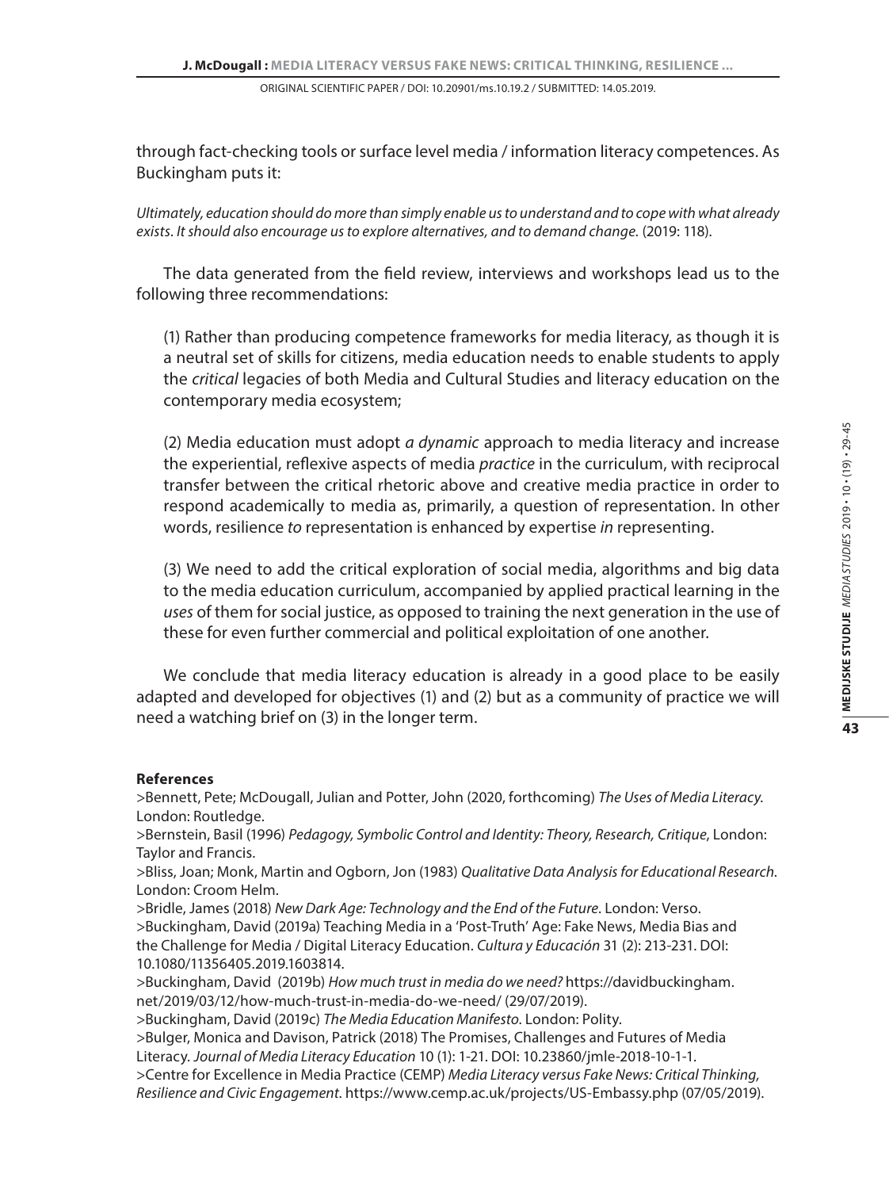through fact-checking tools or surface level media / information literacy competences. As Buckingham puts it:

*Ultimately, education should do more than simply enable us to understand and to cope with what already exists. It should also encourage us to explore alternatives, and to demand change.* (2019: 118).

The data generated from the field review, interviews and workshops lead us to the following three recommendations:

(1) Rather than producing competence frameworks for media literacy, as though it is a neutral set of skills for citizens, media education needs to enable students to apply the *critical* legacies of both Media and Cultural Studies and literacy education on the contemporary media ecosystem;

(2) Media education must adopt *a dynamic* approach to media literacy and increase the experiential, reflexive aspects of media *practice* in the curriculum, with reciprocal transfer between the critical rhetoric above and creative media practice in order to respond academically to media as, primarily, a question of representation. In other words, resilience *to* representation is enhanced by expertise *in* representing.

(3) We need to add the critical exploration of social media, algorithms and big data to the media education curriculum, accompanied by applied practical learning in the *uses* of them for social justice, as opposed to training the next generation in the use of these for even further commercial and political exploitation of one another.

We conclude that media literacy education is already in a good place to be easily adapted and developed for objectives (1) and (2) but as a community of practice we will need a watching brief on (3) in the longer term.

**References**

>Bennett, Pete; McDougall, Julian and Potter, John (2020, forthcoming) *The Uses of Media Literacy*. London: Routledge.

>Bernstein, Basil (1996) *Pedagogy, Symbolic Control and Identity: Theory, Research, Critique*, London: Taylor and Francis.

>Bliss, Joan; Monk, Martin and Ogborn, Jon (1983) *Qualitative Data Analysis for Educational Research*. London: Croom Helm.

>Bridle, James (2018) *New Dark Age: Technology and the End of the Future*. London: Verso.

>Buckingham, David (2019a) Teaching Media in a 'Post-Truth' Age: Fake News, Media Bias and the Challenge for Media / Digital Literacy Education. *Cultura y Educación* 31 (2): 213-231. DOI: 10.1080/11356405.2019.1603814.

>Buckingham, David (2019b) *How much trust in media do we need?* https://davidbuckingham.net/2019/03/12/how-much-trust-in-media-do-we-need/ (29/07/2019).

>Buckingham, David (2019c) *The Media Education Manifesto*. London: Polity.

>Bulger, Monica and Davison, Patrick (2018) The Promises, Challenges and Futures of Media Literacy. *Journal of Media Literacy Education* 10 (1): 1-21. DOI: 10.23860/jmle-2018-10-1-1.

>Centre for Excellence in Media Practice (CEMP) *Media Literacy versus Fake News: Critical Thinking, Resilience and Civic Engagement*. https://www.cemp.ac.uk/projects/US-Embassy.php (07/05/2019).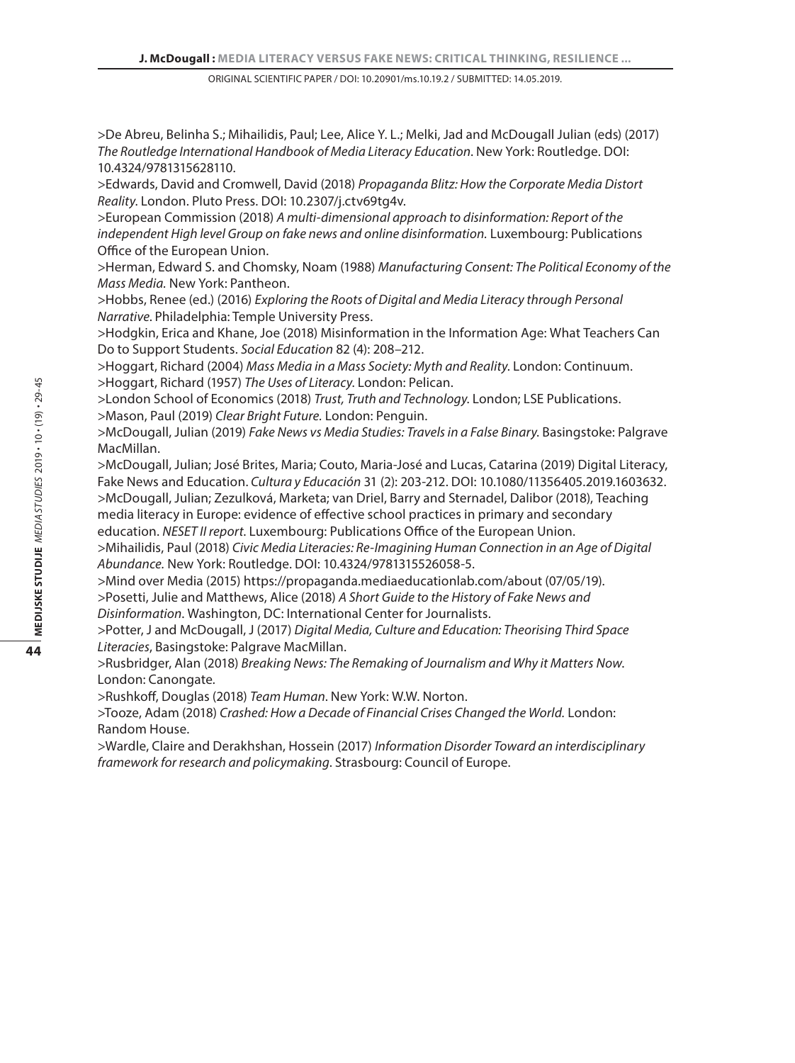>De Abreu, Belinha S.; Mihailidis, Paul; Lee, Alice Y. L.; Melki, Jad and McDougall Julian (eds) (2017) *The Routledge International Handbook of Media Literacy Education*. New York: Routledge. DOI: 10.4324/9781315628110.

>Edwards, David and Cromwell, David (2018) *Propaganda Blitz: How the Corporate Media Distort Reality*. London. Pluto Press. DOI: 10.2307/j.ctv69tg4v.

>European Commission (2018) *A multi-dimensional approach to disinformation: Report of the independent High level Group on fake news and online disinformation.* Luxembourg: Publications Office of the European Union.

>Herman, Edward S. and Chomsky, Noam (1988) *Manufacturing Consent: The Political Economy of the Mass Media.* New York: Pantheon.

>Hobbs, Renee (ed.) (2016) *Exploring the Roots of Digital and Media Literacy through Personal Narrative*. Philadelphia: Temple University Press.

>Hodgkin, Erica and Khane, Joe (2018) Misinformation in the Information Age: What Teachers Can Do to Support Students. *Social Education* 82 (4): 208–212.

>Hoggart, Richard (2004) *Mass Media in a Mass Society: Myth and Reality*. London: Continuum.

>Hoggart, Richard (1957) *The Uses of Literacy*. London: Pelican.

>London School of Economics (2018) *Trust, Truth and Technology*. London; LSE Publications.

>Mason, Paul (2019) *Clear Bright Future.* London: Penguin.

>McDougall, Julian (2019) *Fake News vs Media Studies: Travels in a False Binary.* Basingstoke: Palgrave MacMillan.

>McDougall, Julian; José Brites, Maria; Couto, Maria-José and Lucas, Catarina (2019) Digital Literacy, Fake News and Education. *Cultura y Educación* 31 (2): 203-212. DOI: 10.1080/11356405.2019.1603632.

>McDougall, Julian; Zezulková, Marketa; van Driel, Barry and Sternadel, Dalibor (2018), Teaching media literacy in Europe: evidence of effective school practices in primary and secondary education. *NESET II report*. Luxembourg: Publications Office of the European Union.

>Mihailidis, Paul (2018) *Civic Media Literacies: Re-Imagining Human Connection in an Age of Digital Abundance.* New York: Routledge. DOI: 10.4324/9781315526058-5.

>Mind over Media (2015) https://propaganda.mediaeducationlab.com/about (07/05/19).

>Posetti, Julie and Matthews, Alice (2018) *A Short Guide to the History of Fake News and Disinformation*. Washington, DC: International Center for Journalists.

>Potter, J and McDougall, J (2017) *Digital Media, Culture and Education: Theorising Third Space Literacies*, Basingstoke: Palgrave MacMillan.

>Rusbridger, Alan (2018) *Breaking News: The Remaking of Journalism and Why it Matters Now*. London: Canongate.

>Rushkoff, Douglas (2018) *Team Human*. New York: W.W. Norton.

>Tooze, Adam (2018) *Crashed: How a Decade of Financial Crises Changed the World.* London: Random House.

>Wardle, Claire and Derakhshan, Hossein (2017) *Information Disorder Toward an interdisciplinary framework for research and policymaking*. Strasbourg: Council of Europe.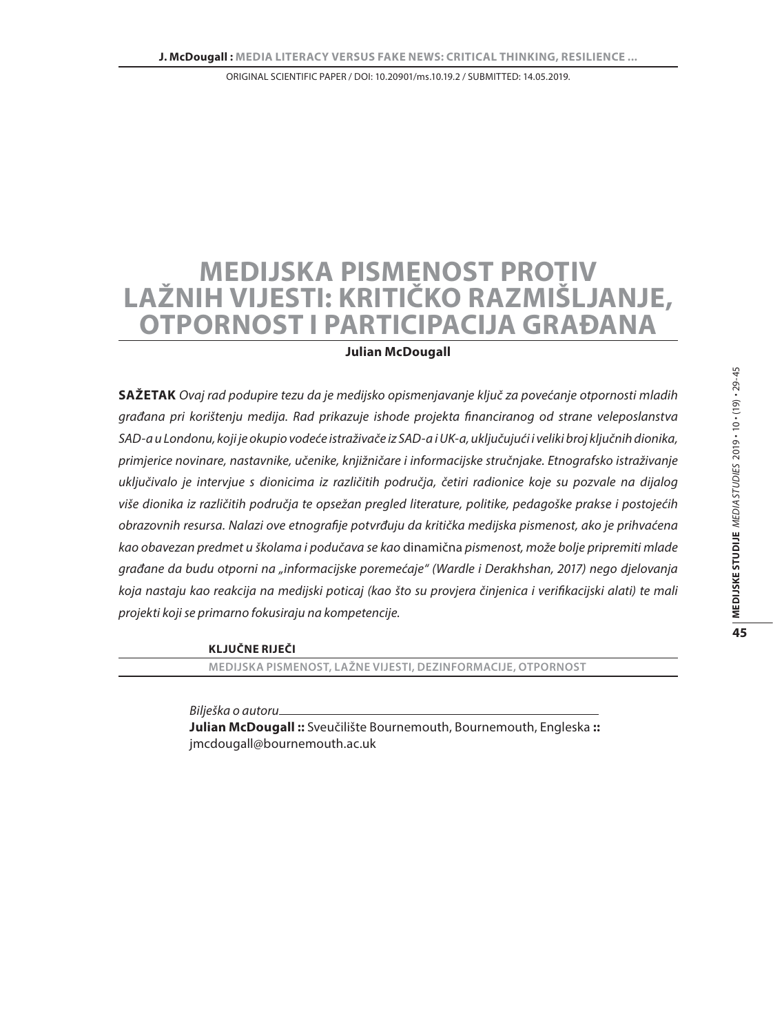ORIGINAL SCIENTIFIC PAPER / DOI: 10.20901/ms.10.19.2 / SUBMITTED: 14.05.2019.

# MEDIJSKA PISMENOST PROTIV LAŽNIH VIJESTI: KRITIČKO RAZMIŠLJANJE, OTPORNOST I PARTICIPACIJA GRAĐANA

**Julian McDougall**

**SAŽETAK** *Ovaj rad podupire tezu da je medijsko opismenjavanje ključ za povećanje otpornosti mladih građana pri korištenju medija. Rad prikazuje ishode projekta financiranog od strane veleposlanstva SAD-a u Londonu, koji je okupio vodeće istraživače iz SAD-a i UK-a, uključujući i veliki broj ključnih dionika, primjerice novinare, nastavnike, učenike, knjižničare i informacijske stručnjake. Etnografsko istraživanje uključivalo je intervjue s dionicima iz različitih područja, četiri radionice koje su pozvale na dijalog više dionika iz različitih područja te opsežan pregled literature, politike, pedagoške prakse i postojećih obrazovnih resursa. Nalazi ove etnografije potvrđuju da kritička medijska pismenost, ako je prihvaćena kao obavezan predmet u školama i podučava se kao* dinamična *pismenost, može bolje pripremiti mlade građane da budu otporni na „informacijske poremećaje" (Wardle i Derakhshan, 2017) nego djelovanja koja nastaju kao reakcija na medijski poticaj (kao što su provjera činjenica i verifikacijski alati) te mali projekti koji se primarno fokusiraju na kompetencije.*

**KLJUČNE RIJEČI**

MEDIJSKA PISMENOST, LAŽNE VIJESTI, DEZINFORMACIJE, OTPORNOST

*Bilješka o autoru*

**Julian McDougall ::** Sveučilište Bournemouth, Bournemouth, Engleska **::** jmcdougall@bournemouth.ac.uk